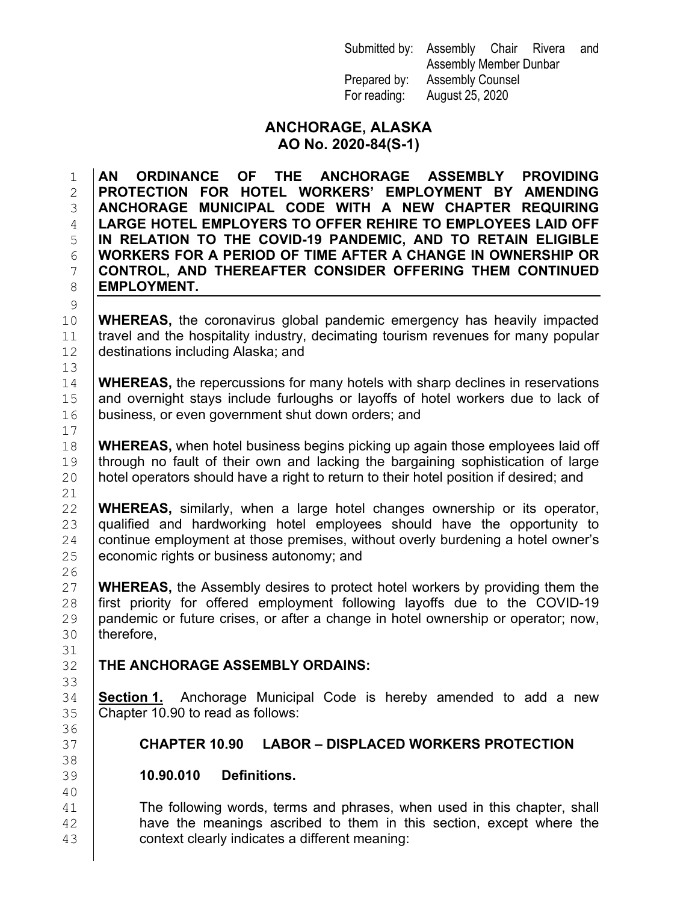Submitted by: Assembly Chair Rivera and Assembly Member Dunbar
Prepared by: Assembly Counsel
For reading: August 25, 2020

# ANCHORAGE, ALASKA
# AO No. 2020-84(S-1)

**AN ORDINANCE OF THE ANCHORAGE ASSEMBLY PROVIDING PROTECTION FOR HOTEL WORKERS' EMPLOYMENT BY AMENDING ANCHORAGE MUNICIPAL CODE WITH A NEW CHAPTER REQUIRING LARGE HOTEL EMPLOYERS TO OFFER REHIRE TO EMPLOYEES LAID OFF IN RELATION TO THE COVID-19 PANDEMIC, AND TO RETAIN ELIGIBLE WORKERS FOR A PERIOD OF TIME AFTER A CHANGE IN OWNERSHIP OR CONTROL, AND THEREAFTER CONSIDER OFFERING THEM CONTINUED EMPLOYMENT.**

**WHEREAS,** the coronavirus global pandemic emergency has heavily impacted travel and the hospitality industry, decimating tourism revenues for many popular destinations including Alaska; and

**WHEREAS,** the repercussions for many hotels with sharp declines in reservations and overnight stays include furloughs or layoffs of hotel workers due to lack of business, or even government shut down orders; and

**WHEREAS,** when hotel business begins picking up again those employees laid off through no fault of their own and lacking the bargaining sophistication of large hotel operators should have a right to return to their hotel position if desired; and

**WHEREAS,** similarly, when a large hotel changes ownership or its operator, qualified and hardworking hotel employees should have the opportunity to continue employment at those premises, without overly burdening a hotel owner's economic rights or business autonomy; and

**WHEREAS,** the Assembly desires to protect hotel workers by providing them the first priority for offered employment following layoffs due to the COVID-19 pandemic or future crises, or after a change in hotel ownership or operator; now, therefore,

**THE ANCHORAGE ASSEMBLY ORDAINS:**

**Section 1.** Anchorage Municipal Code is hereby amended to add a new Chapter 10.90 to read as follows:

## CHAPTER 10.90 LABOR – DISPLACED WORKERS PROTECTION

### 10.90.010 Definitions.

The following words, terms and phrases, when used in this chapter, shall have the meanings ascribed to them in this section, except where the context clearly indicates a different meaning: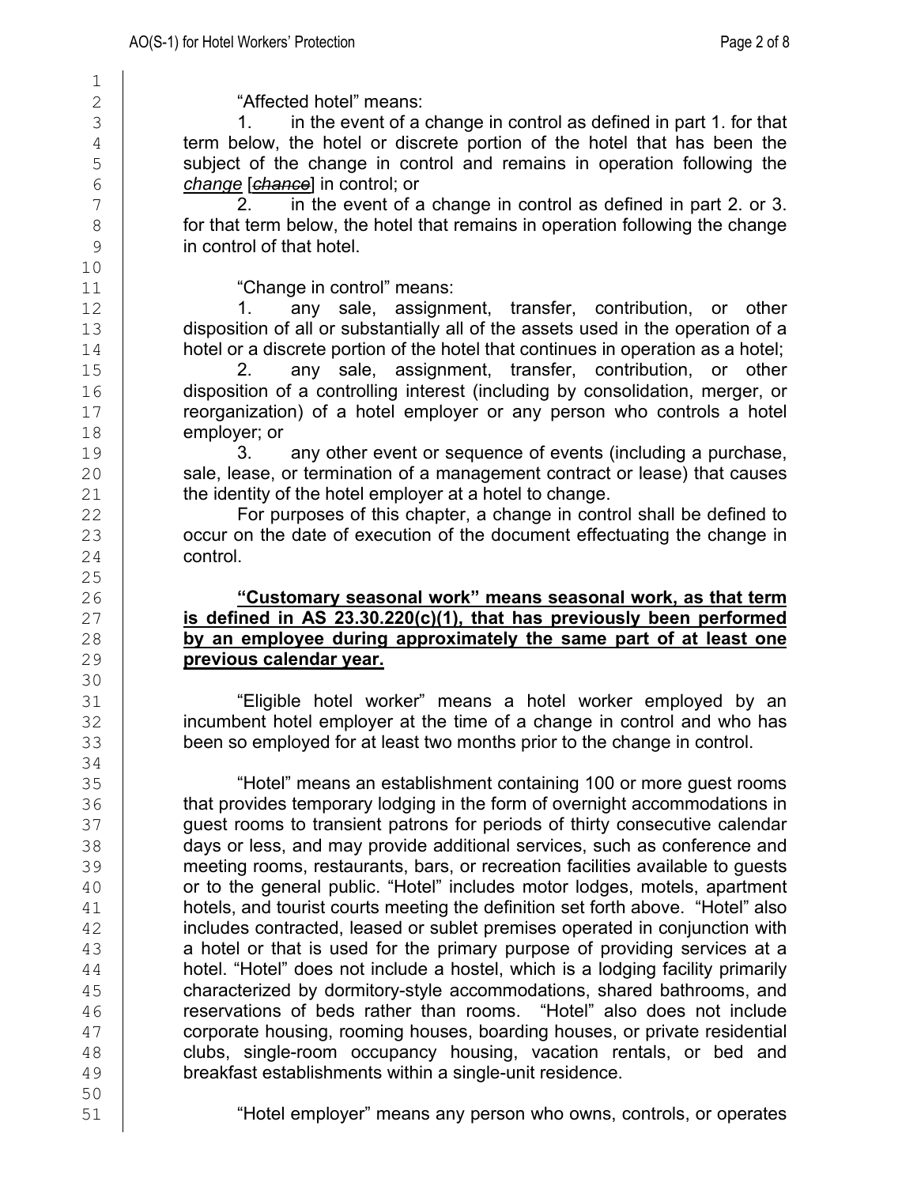"Affected hotel" means:

1. in the event of a change in control as defined in part 1. for that term below, the hotel or discrete portion of the hotel that has been the subject of the change in control and remains in operation following the *change* [~~chance~~] in control; or

2. in the event of a change in control as defined in part 2. or 3. for that term below, the hotel that remains in operation following the change in control of that hotel.

"Change in control" means:

1. any sale, assignment, transfer, contribution, or other disposition of all or substantially all of the assets used in the operation of a hotel or a discrete portion of the hotel that continues in operation as a hotel;

2. any sale, assignment, transfer, contribution, or other disposition of a controlling interest (including by consolidation, merger, or reorganization) of a hotel employer or any person who controls a hotel employer; or

3. any other event or sequence of events (including a purchase, sale, lease, or termination of a management contract or lease) that causes the identity of the hotel employer at a hotel to change.

For purposes of this chapter, a change in control shall be defined to occur on the date of execution of the document effectuating the change in control.

<u>**"Customary seasonal work" means seasonal work, as that term is defined in AS 23.30.220(c)(1), that has previously been performed by an employee during approximately the same part of at least one previous calendar year.**</u>

"Eligible hotel worker" means a hotel worker employed by an incumbent hotel employer at the time of a change in control and who has been so employed for at least two months prior to the change in control.

"Hotel" means an establishment containing 100 or more guest rooms that provides temporary lodging in the form of overnight accommodations in guest rooms to transient patrons for periods of thirty consecutive calendar days or less, and may provide additional services, such as conference and meeting rooms, restaurants, bars, or recreation facilities available to guests or to the general public. "Hotel" includes motor lodges, motels, apartment hotels, and tourist courts meeting the definition set forth above. "Hotel" also includes contracted, leased or sublet premises operated in conjunction with a hotel or that is used for the primary purpose of providing services at a hotel. "Hotel" does not include a hostel, which is a lodging facility primarily characterized by dormitory-style accommodations, shared bathrooms, and reservations of beds rather than rooms. "Hotel" also does not include corporate housing, rooming houses, boarding houses, or private residential clubs, single-room occupancy housing, vacation rentals, or bed and breakfast establishments within a single-unit residence.

"Hotel employer" means any person who owns, controls, or operates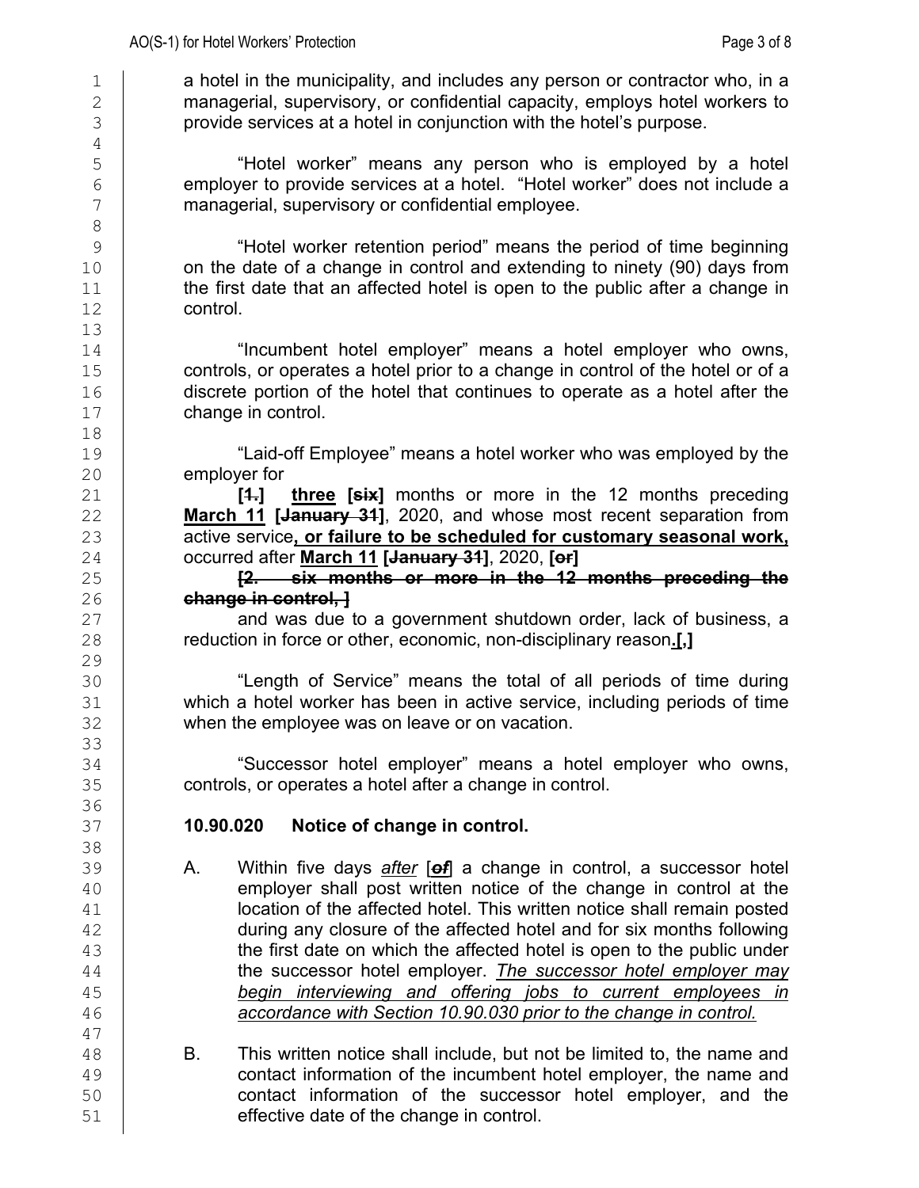a hotel in the municipality, and includes any person or contractor who, in a managerial, supervisory, or confidential capacity, employs hotel workers to provide services at a hotel in conjunction with the hotel's purpose.

"Hotel worker" means any person who is employed by a hotel employer to provide services at a hotel. "Hotel worker" does not include a managerial, supervisory or confidential employee.

"Hotel worker retention period" means the period of time beginning on the date of a change in control and extending to ninety (90) days from the first date that an affected hotel is open to the public after a change in control.

"Incumbent hotel employer" means a hotel employer who owns, controls, or operates a hotel prior to a change in control of the hotel or of a discrete portion of the hotel that continues to operate as a hotel after the change in control.

"Laid-off Employee" means a hotel worker who was employed by the employer for

**[~~1.~~]** **<u>three</u>** **[~~six~~]** months or more in the 12 months preceding **<u>March 11</u>** **[~~January 31~~]**, 2020, and whose most recent separation from active service**<u>, or failure to be scheduled for customary seasonal work,</u>** occurred after **<u>March 11</u>** **[~~January 31~~]**, 2020, **[~~or~~]**

**[~~2. six months or more in the 12 months preceding the change in control,~~ ]**

and was due to a government shutdown order, lack of business, a reduction in force or other, economic, non-disciplinary reason**<u>.</u>[,]**

"Length of Service" means the total of all periods of time during which a hotel worker has been in active service, including periods of time when the employee was on leave or on vacation.

"Successor hotel employer" means a hotel employer who owns, controls, or operates a hotel after a change in control.

**10.90.020 Notice of change in control.**

A. Within five days *<u>after</u>* [***~~of~~***] a change in control, a successor hotel employer shall post written notice of the change in control at the location of the affected hotel. This written notice shall remain posted during any closure of the affected hotel and for six months following the first date on which the affected hotel is open to the public under the successor hotel employer. *<u>The successor hotel employer may begin interviewing and offering jobs to current employees in accordance with Section 10.90.030 prior to the change in control.</u>*

B. This written notice shall include, but not be limited to, the name and contact information of the incumbent hotel employer, the name and contact information of the successor hotel employer, and the effective date of the change in control.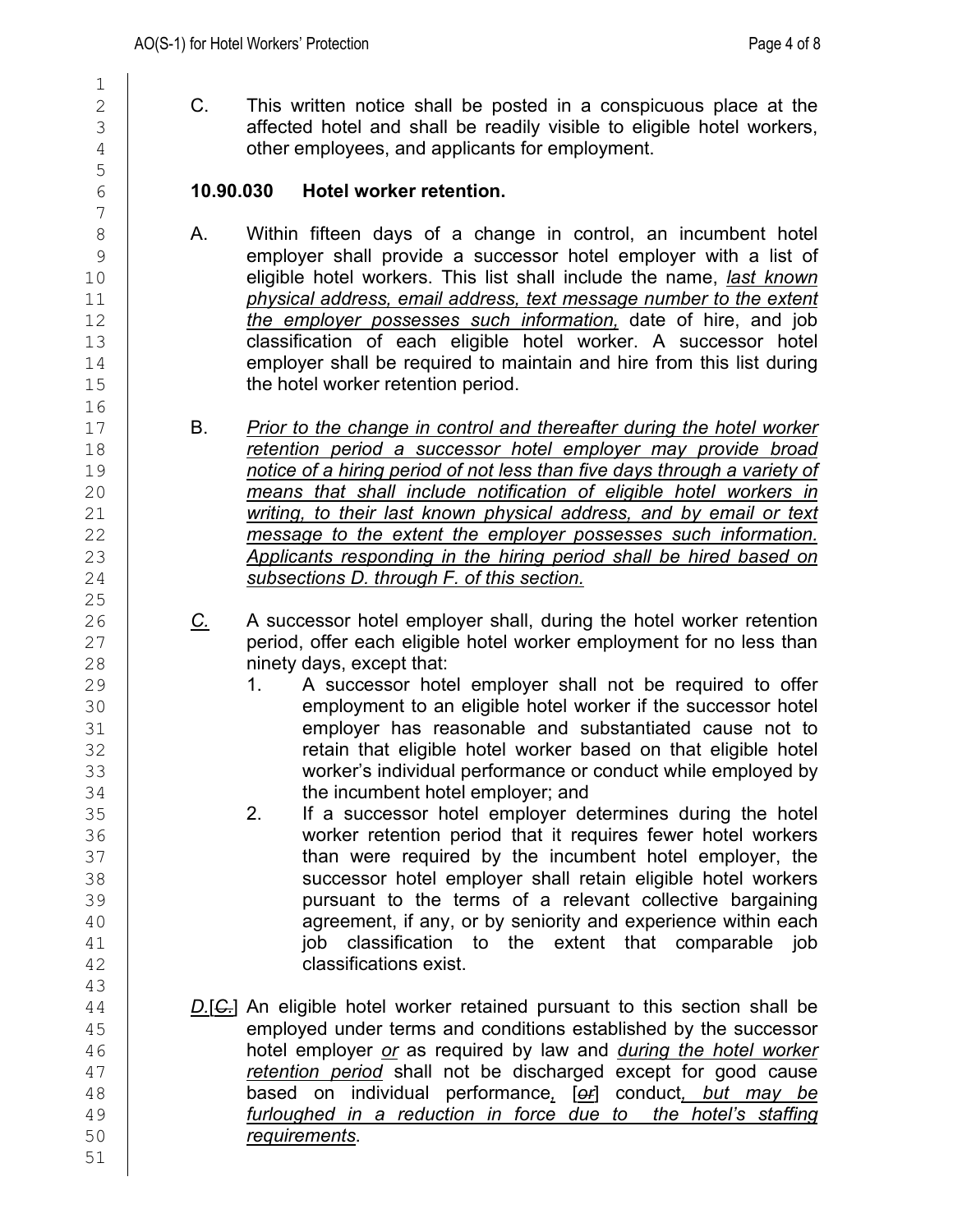C. This written notice shall be posted in a conspicuous place at the affected hotel and shall be readily visible to eligible hotel workers, other employees, and applicants for employment.

**10.90.030 Hotel worker retention.**

A. Within fifteen days of a change in control, an incumbent hotel employer shall provide a successor hotel employer with a list of eligible hotel workers. This list shall include the name, *last known physical address, email address, text message number to the extent the employer possesses such information,* date of hire, and job classification of each eligible hotel worker. A successor hotel employer shall be required to maintain and hire from this list during the hotel worker retention period.

B. *Prior to the change in control and thereafter during the hotel worker retention period a successor hotel employer may provide broad notice of a hiring period of not less than five days through a variety of means that shall include notification of eligible hotel workers in writing, to their last known physical address, and by email or text message to the extent the employer possesses such information. Applicants responding in the hiring period shall be hired based on subsections D. through F. of this section.*

*C.* A successor hotel employer shall, during the hotel worker retention period, offer each eligible hotel worker employment for no less than ninety days, except that:

1. A successor hotel employer shall not be required to offer employment to an eligible hotel worker if the successor hotel employer has reasonable and substantiated cause not to retain that eligible hotel worker based on that eligible hotel worker's individual performance or conduct while employed by the incumbent hotel employer; and
2. If a successor hotel employer determines during the hotel worker retention period that it requires fewer hotel workers than were required by the incumbent hotel employer, the successor hotel employer shall retain eligible hotel workers pursuant to the terms of a relevant collective bargaining agreement, if any, or by seniority and experience within each job classification to the extent that comparable job classifications exist.

*D.*[~~C.~~] An eligible hotel worker retained pursuant to this section shall be employed under terms and conditions established by the successor hotel employer *or* as required by law and *during the hotel worker retention period* shall not be discharged except for good cause based on individual performance*,* [~~or~~] conduct*, but may be furloughed in a reduction in force due to the hotel's staffing requirements*.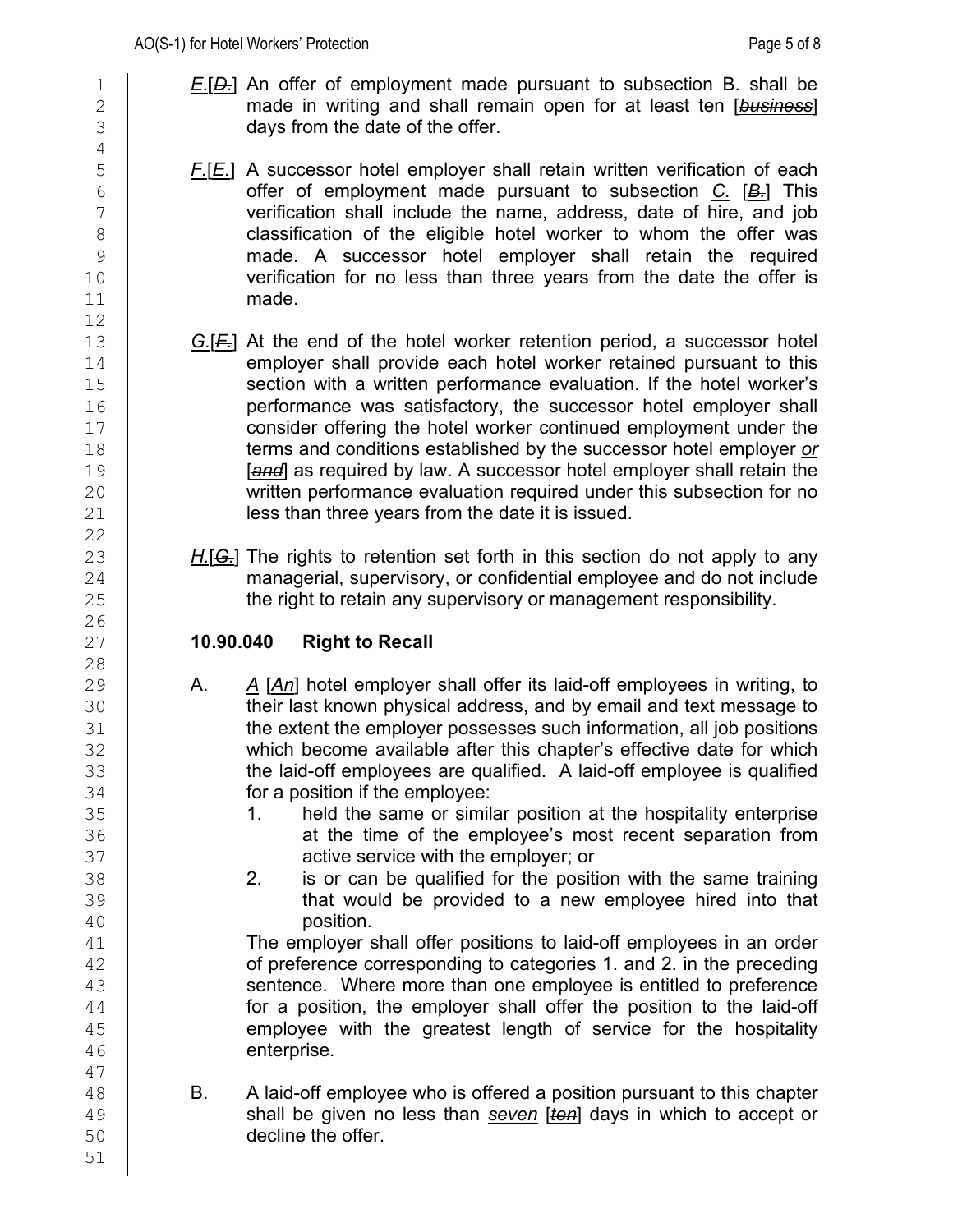*E.*[*D.*] An offer of employment made pursuant to subsection B. shall be made in writing and shall remain open for at least ten [*business*] days from the date of the offer.

*F.*[*E.*] A successor hotel employer shall retain written verification of each offer of employment made pursuant to subsection *C.* [*B.*] This verification shall include the name, address, date of hire, and job classification of the eligible hotel worker to whom the offer was made. A successor hotel employer shall retain the required verification for no less than three years from the date the offer is made.

*G.*[*F.*] At the end of the hotel worker retention period, a successor hotel employer shall provide each hotel worker retained pursuant to this section with a written performance evaluation. If the hotel worker's performance was satisfactory, the successor hotel employer shall consider offering the hotel worker continued employment under the terms and conditions established by the successor hotel employer *or* [*and*] as required by law. A successor hotel employer shall retain the written performance evaluation required under this subsection for no less than three years from the date it is issued.

*H.*[*G.*] The rights to retention set forth in this section do not apply to any managerial, supervisory, or confidential employee and do not include the right to retain any supervisory or management responsibility.

**10.90.040 Right to Recall**

A. *A* [*An*] hotel employer shall offer its laid-off employees in writing, to their last known physical address, and by email and text message to the extent the employer possesses such information, all job positions which become available after this chapter's effective date for which the laid-off employees are qualified. A laid-off employee is qualified for a position if the employee:

1. held the same or similar position at the hospitality enterprise at the time of the employee's most recent separation from active service with the employer; or
2. is or can be qualified for the position with the same training that would be provided to a new employee hired into that position.

The employer shall offer positions to laid-off employees in an order of preference corresponding to categories 1. and 2. in the preceding sentence. Where more than one employee is entitled to preference for a position, the employer shall offer the position to the laid-off employee with the greatest length of service for the hospitality enterprise.

B. A laid-off employee who is offered a position pursuant to this chapter shall be given no less than *seven* [*ten*] days in which to accept or decline the offer.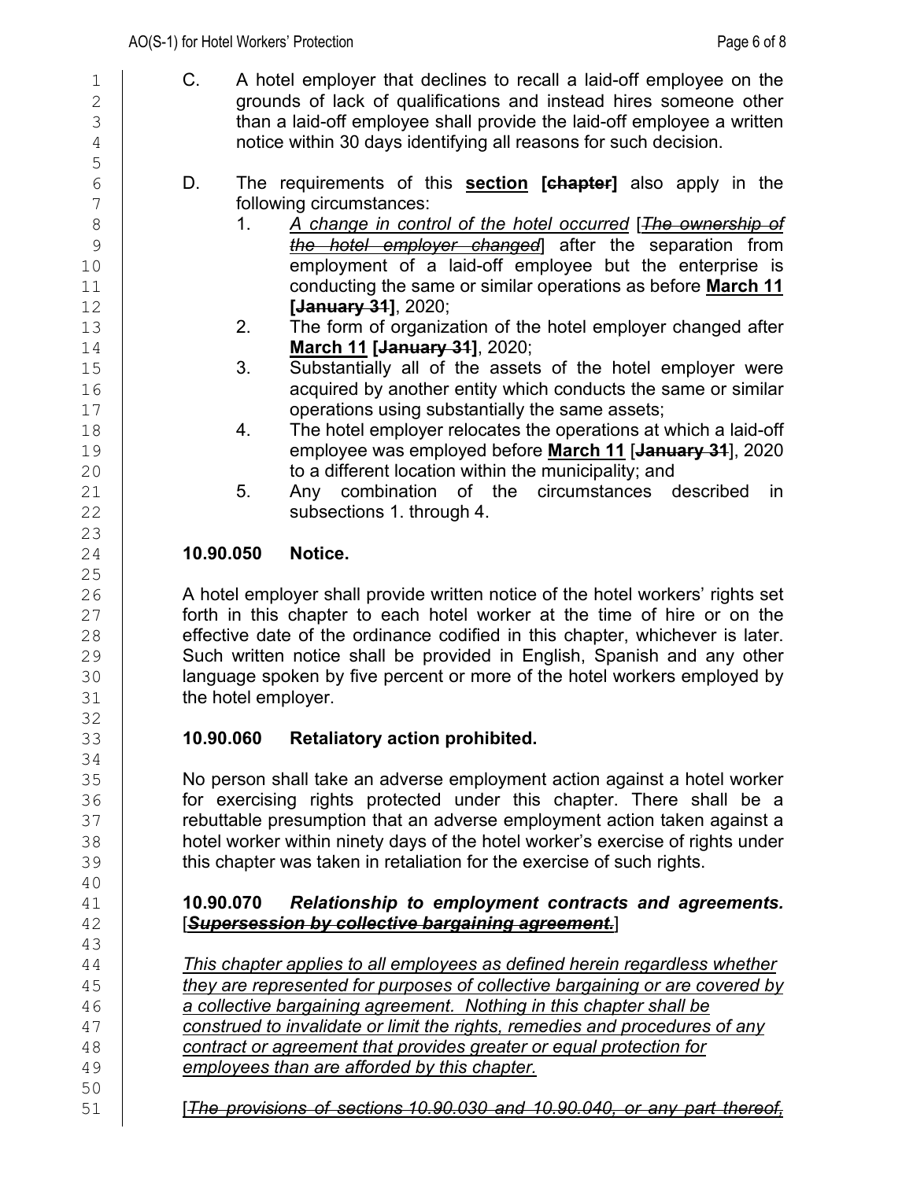C. A hotel employer that declines to recall a laid-off employee on the grounds of lack of qualifications and instead hires someone other than a laid-off employee shall provide the laid-off employee a written notice within 30 days identifying all reasons for such decision.

D. The requirements of this <u>**section**</u> **[~~chapter~~]** also apply in the following circumstances:

1. <u>*A change in control of the hotel occurred*</u> [~~*The ownership of the hotel employer changed*~~] after the separation from employment of a laid-off employee but the enterprise is conducting the same or similar operations as before <u>**March 11**</u> **[~~January 31~~]**, 2020;
2. The form of organization of the hotel employer changed after <u>**March 11**</u> **[~~January 31~~]**, 2020;
3. Substantially all of the assets of the hotel employer were acquired by another entity which conducts the same or similar operations using substantially the same assets;
4. The hotel employer relocates the operations at which a laid-off employee was employed before <u>**March 11**</u> [**~~January 31~~**], 2020 to a different location within the municipality; and
5. Any combination of the circumstances described in subsections 1. through 4.

**10.90.050 Notice.**

A hotel employer shall provide written notice of the hotel workers' rights set forth in this chapter to each hotel worker at the time of hire or on the effective date of the ordinance codified in this chapter, whichever is later. Such written notice shall be provided in English, Spanish and any other language spoken by five percent or more of the hotel workers employed by the hotel employer.

**10.90.060 Retaliatory action prohibited.**

No person shall take an adverse employment action against a hotel worker for exercising rights protected under this chapter. There shall be a rebuttable presumption that an adverse employment action taken against a hotel worker within ninety days of the hotel worker's exercise of rights under this chapter was taken in retaliation for the exercise of such rights.

**10.90.070** ***Relationship to employment contracts and agreements.*** [***~~Supersession by collective bargaining agreement.~~***]

<u>*This chapter applies to all employees as defined herein regardless whether they are represented for purposes of collective bargaining or are covered by a collective bargaining agreement. Nothing in this chapter shall be construed to invalidate or limit the rights, remedies and procedures of any contract or agreement that provides greater or equal protection for employees than are afforded by this chapter.*</u>

[*~~The provisions of sections 10.90.030 and 10.90.040, or any part thereof,~~*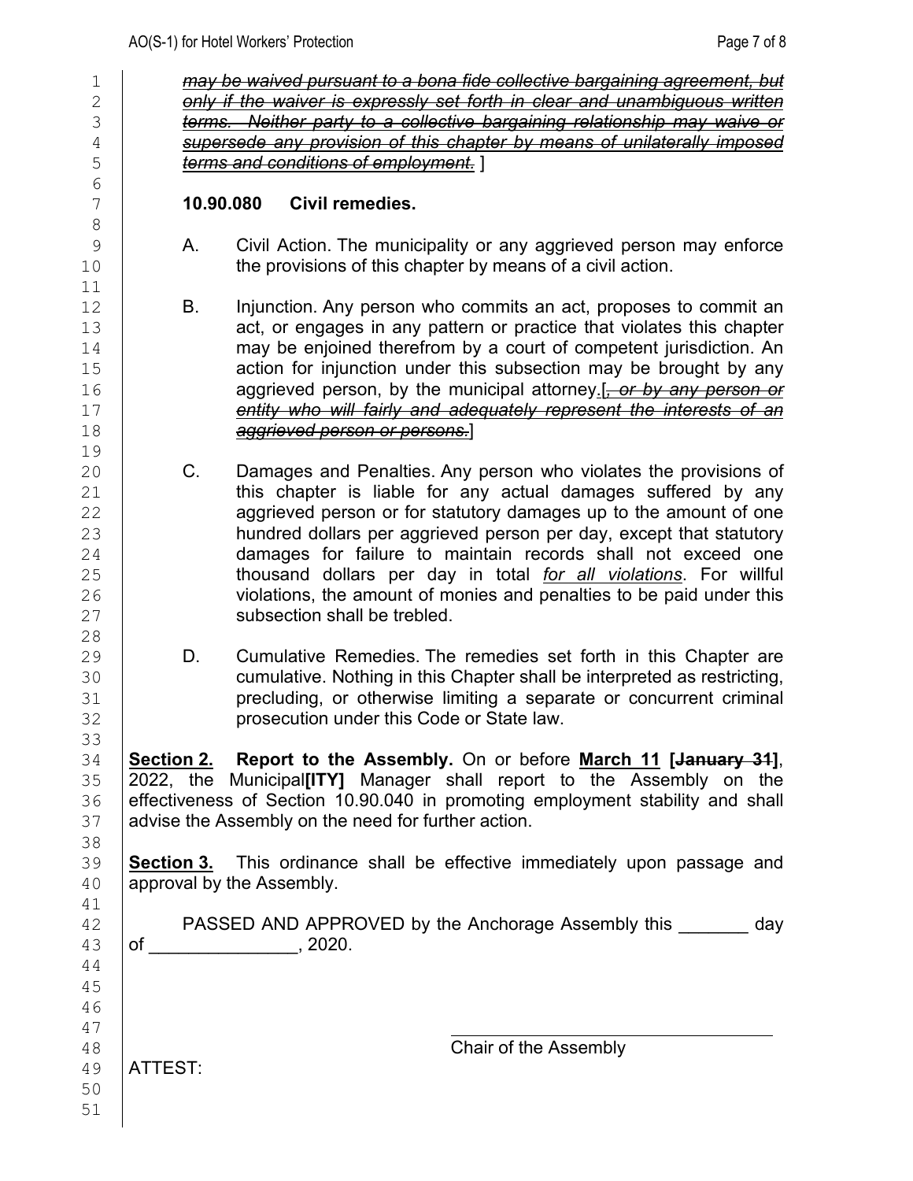~~*may be waived pursuant to a bona fide collective bargaining agreement, but only if the waiver is expressly set forth in clear and unambiguous written terms. Neither party to a collective bargaining relationship may waive or supersede any provision of this chapter by means of unilaterally imposed terms and conditions of employment.*~~ ]

**10.90.080 Civil remedies.**

A. Civil Action. The municipality or any aggrieved person may enforce the provisions of this chapter by means of a civil action.

B. Injunction. Any person who commits an act, proposes to commit an act, or engages in any pattern or practice that violates this chapter may be enjoined therefrom by a court of competent jurisdiction. An action for injunction under this subsection may be brought by any aggrieved person, by the municipal attorney.[~~*, or by any person or entity who will fairly and adequately represent the interests of an aggrieved person or persons.*~~]

C. Damages and Penalties. Any person who violates the provisions of this chapter is liable for any actual damages suffered by any aggrieved person or for statutory damages up to the amount of one hundred dollars per aggrieved person per day, except that statutory damages for failure to maintain records shall not exceed one thousand dollars per day in total *<u>for all violations</u>*. For willful violations, the amount of monies and penalties to be paid under this subsection shall be trebled.

D. Cumulative Remedies. The remedies set forth in this Chapter are cumulative. Nothing in this Chapter shall be interpreted as restricting, precluding, or otherwise limiting a separate or concurrent criminal prosecution under this Code or State law.

**<u>Section 2.</u> Report to the Assembly.** On or before **<u>March 11</u> [~~January 31~~]**, 2022, the Municipal**[ITY]** Manager shall report to the Assembly on the effectiveness of Section 10.90.040 in promoting employment stability and shall advise the Assembly on the need for further action.

**<u>Section 3.</u>** This ordinance shall be effective immediately upon passage and approval by the Assembly.

PASSED AND APPROVED by the Anchorage Assembly this _______ day of _______________, 2020.

___________________________________
Chair of the Assembly

ATTEST: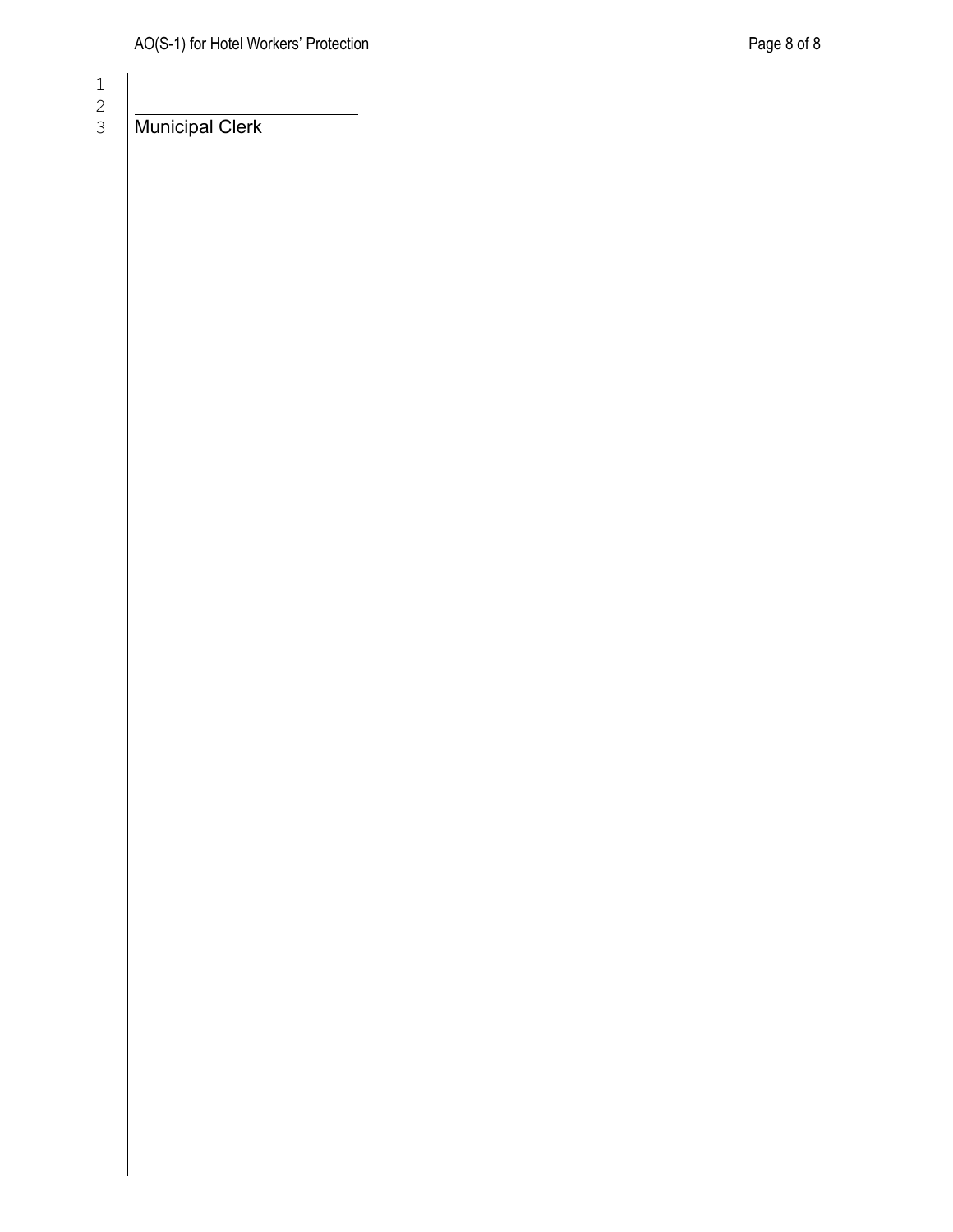\_\_\_\_\_\_\_\_\_\_\_\_\_\_\_\_\_\_\_\_\_\_\_\_\_\_

Municipal Clerk

__________________________

Municipal Clerk